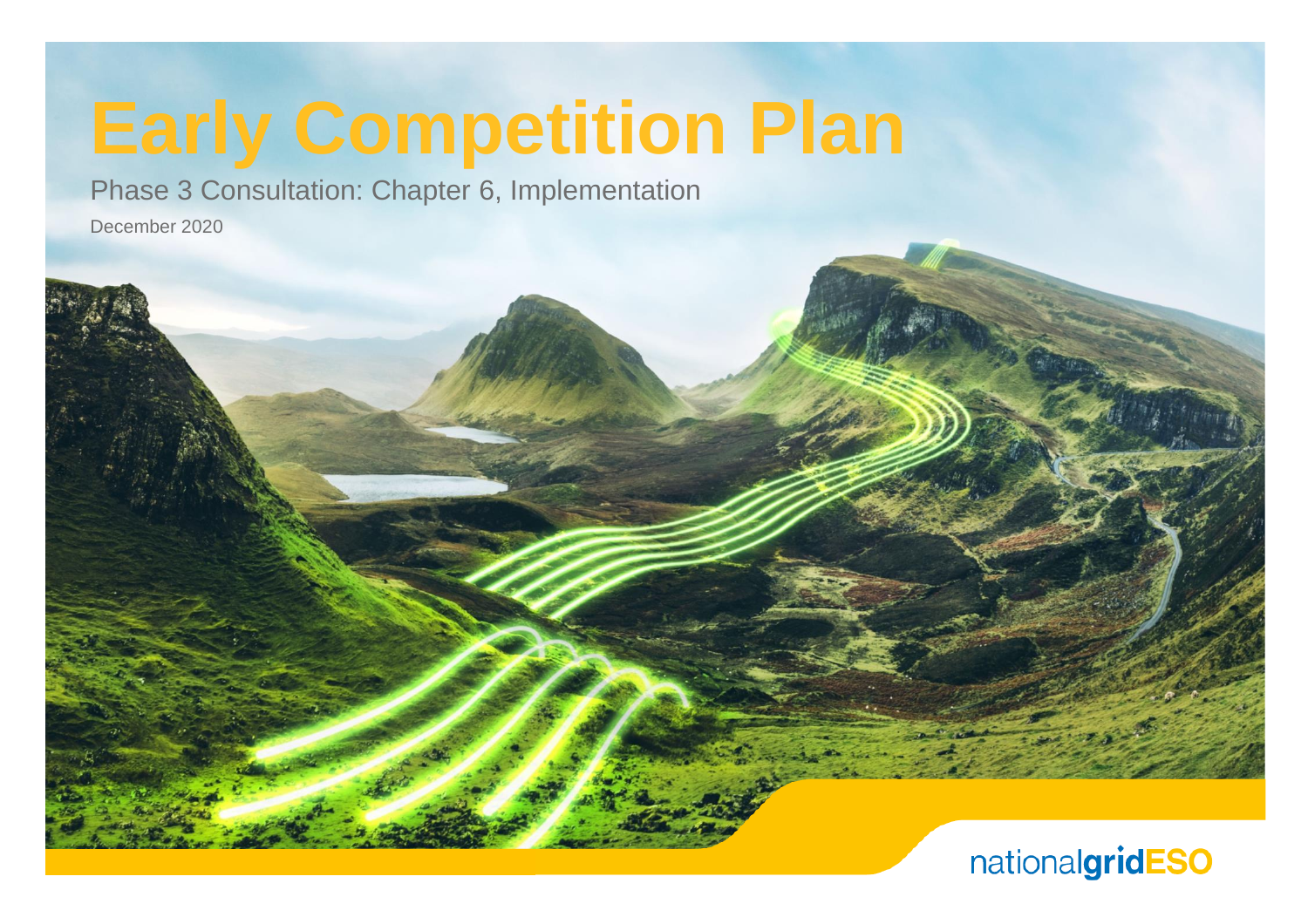# Early Competition Plan

Phase 3 Consultation: Chapter 6, Implementation

December 2020

nationalgridESO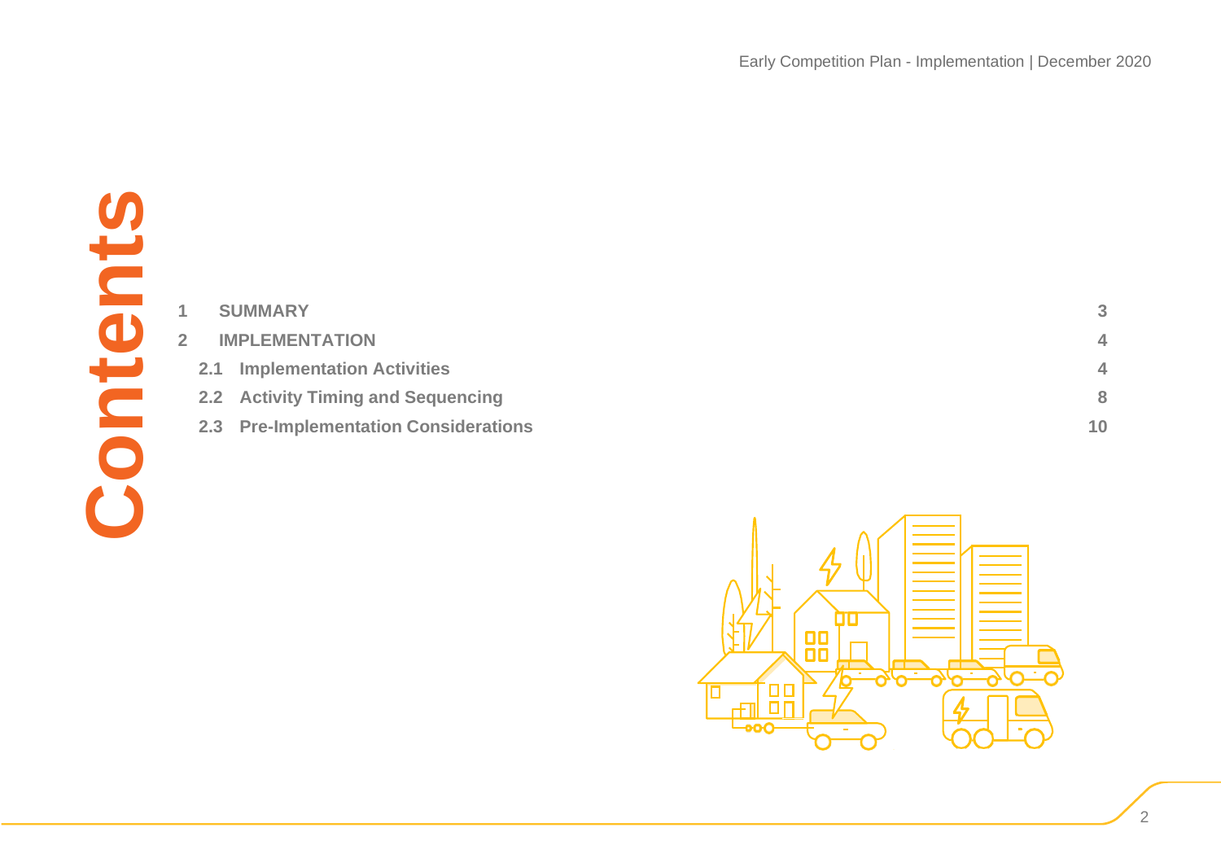# Contents

| | | |
|---|---|---|
| 1 | SUMMARY | 3 |
| 2 | IMPLEMENTATION | 4 |
| 2.1 | Implementation Activities | 4 |
| 2.2 | Activity Timing and Sequencing | 8 |
| 2.3 | Pre-Implementation Considerations | 10 |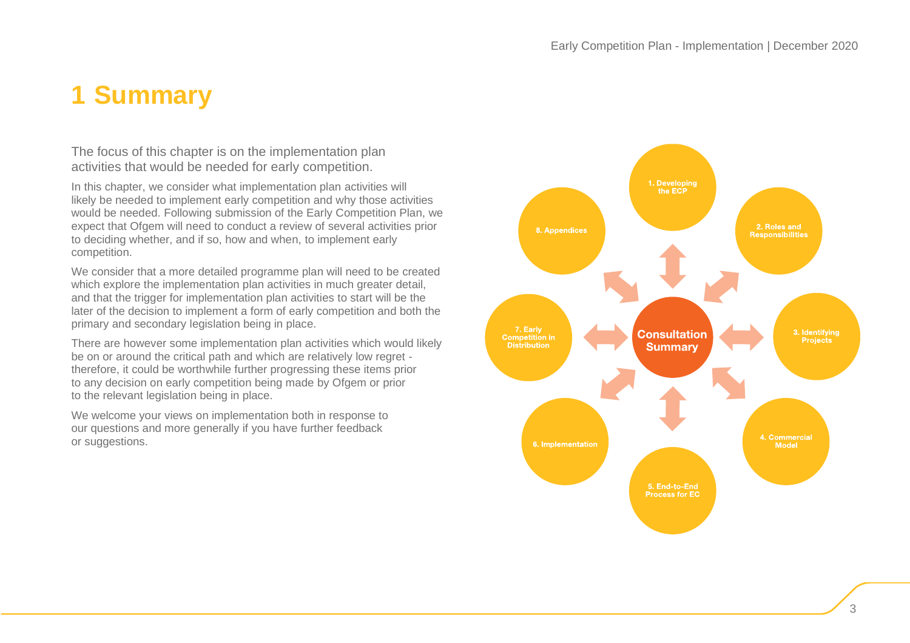# 1 Summary

The focus of this chapter is on the implementation plan activities that would be needed for early competition.

In this chapter, we consider what implementation plan activities will likely be needed to implement early competition and why those activities would be needed. Following submission of the Early Competition Plan, we expect that Ofgem will need to conduct a review of several activities prior to deciding whether, and if so, how and when, to implement early competition.

We consider that a more detailed programme plan will need to be created which explore the implementation plan activities in much greater detail, and that the trigger for implementation plan activities to start will be the later of the decision to implement a form of early competition and both the primary and secondary legislation being in place.

There are however some implementation plan activities which would likely be on or around the critical path and which are relatively low regret - therefore, it could be worthwhile further progressing these items prior to any decision on early competition being made by Ofgem or prior to the relevant legislation being in place.

We welcome your views on implementation both in response to our questions and more generally if you have further feedback or suggestions.

Consultation Summary

1. Developing the ECP
2. Roles and Responsibilities
3. Identifying Projects
4. Commercial Model
5. End-to-End Process for EC
6. Implementation
7. Early Competition in Distribution
8. Appendices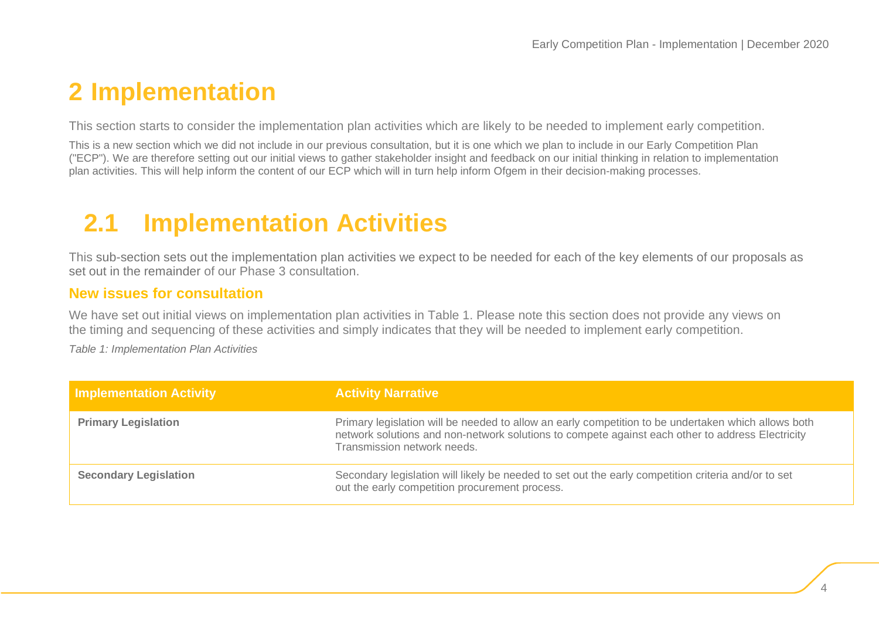# 2 Implementation

This section starts to consider the implementation plan activities which are likely to be needed to implement early competition.

This is a new section which we did not include in our previous consultation, but it is one which we plan to include in our Early Competition Plan ("ECP"). We are therefore setting out our initial views to gather stakeholder insight and feedback on our initial thinking in relation to implementation plan activities. This will help inform the content of our ECP which will in turn help inform Ofgem in their decision-making processes.

## 2.1 Implementation Activities

This sub-section sets out the implementation plan activities we expect to be needed for each of the key elements of our proposals as set out in the remainder of our Phase 3 consultation.

### New issues for consultation

We have set out initial views on implementation plan activities in Table 1. Please note this section does not provide any views on the timing and sequencing of these activities and simply indicates that they will be needed to implement early competition.

*Table 1: Implementation Plan Activities*

| Implementation Activity | Activity Narrative |
|---|---|
| **Primary Legislation** | Primary legislation will be needed to allow an early competition to be undertaken which allows both network solutions and non-network solutions to compete against each other to address Electricity Transmission network needs. |
| **Secondary Legislation** | Secondary legislation will likely be needed to set out the early competition criteria and/or to set out the early competition procurement process. |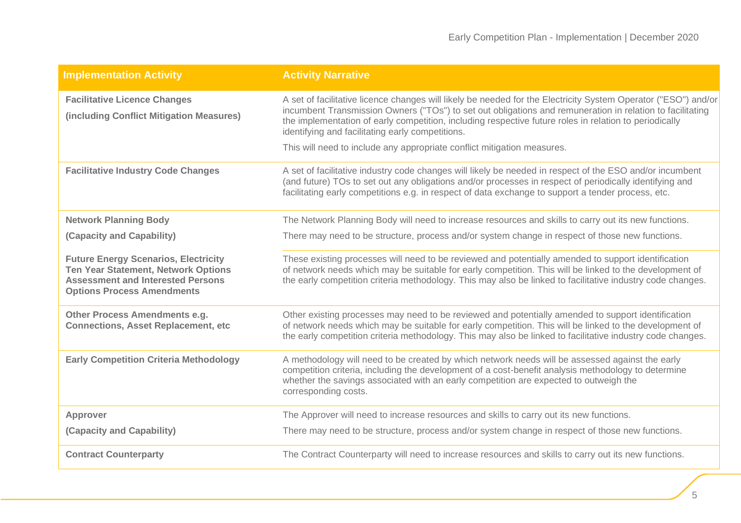| Implementation Activity | Activity Narrative |
|---|---|
| **Facilitative Licence Changes (including Conflict Mitigation Measures)** | A set of facilitative licence changes will likely be needed for the Electricity System Operator ("ESO") and/or incumbent Transmission Owners ("TOs") to set out obligations and remuneration in relation to facilitating the implementation of early competition, including respective future roles in relation to periodically identifying and facilitating early competitions. This will need to include any appropriate conflict mitigation measures. |
| **Facilitative Industry Code Changes** | A set of facilitative industry code changes will likely be needed in respect of the ESO and/or incumbent (and future) TOs to set out any obligations and/or processes in respect of periodically identifying and facilitating early competitions e.g. in respect of data exchange to support a tender process, etc. |
| **Network Planning Body (Capacity and Capability)** | The Network Planning Body will need to increase resources and skills to carry out its new functions. There may need to be structure, process and/or system change in respect of those new functions. |
| **Future Energy Scenarios, Electricity Ten Year Statement, Network Options Assessment and Interested Persons Options Process Amendments** | These existing processes will need to be reviewed and potentially amended to support identification of network needs which may be suitable for early competition. This will be linked to the development of the early competition criteria methodology. This may also be linked to facilitative industry code changes. |
| **Other Process Amendments e.g. Connections, Asset Replacement, etc** | Other existing processes may need to be reviewed and potentially amended to support identification of network needs which may be suitable for early competition. This will be linked to the development of the early competition criteria methodology. This may also be linked to facilitative industry code changes. |
| **Early Competition Criteria Methodology** | A methodology will need to be created by which network needs will be assessed against the early competition criteria, including the development of a cost-benefit analysis methodology to determine whether the savings associated with an early competition are expected to outweigh the corresponding costs. |
| **Approver (Capacity and Capability)** | The Approver will need to increase resources and skills to carry out its new functions. There may need to be structure, process and/or system change in respect of those new functions. |
| **Contract Counterparty** | The Contract Counterparty will need to increase resources and skills to carry out its new functions. |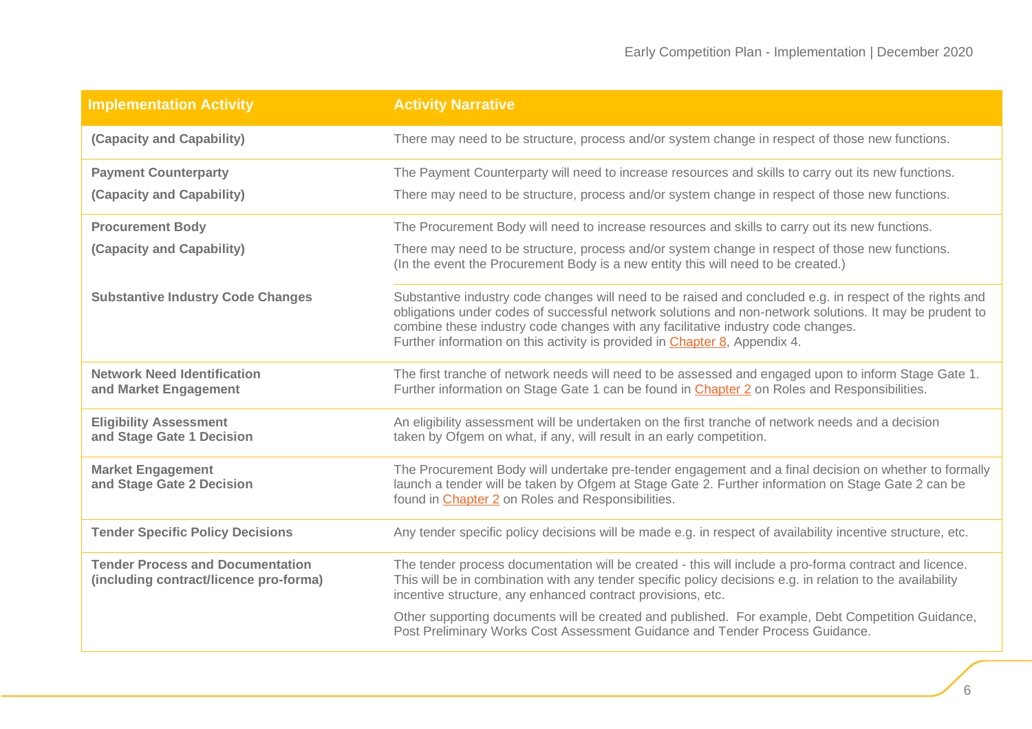| Implementation Activity | Activity Narrative |
|---|---|
| **(Capacity and Capability)** | There may need to be structure, process and/or system change in respect of those new functions. |
| **Payment Counterparty**<br>**(Capacity and Capability)** | The Payment Counterparty will need to increase resources and skills to carry out its new functions.<br>There may need to be structure, process and/or system change in respect of those new functions. |
| **Procurement Body**<br>**(Capacity and Capability)** | The Procurement Body will need to increase resources and skills to carry out its new functions.<br>There may need to be structure, process and/or system change in respect of those new functions. (In the event the Procurement Body is a new entity this will need to be created.) |
| **Substantive Industry Code Changes** | Substantive industry code changes will need to be raised and concluded e.g. in respect of the rights and obligations under codes of successful network solutions and non-network solutions. It may be prudent to combine these industry code changes with any facilitative industry code changes.<br>Further information on this activity is provided in Chapter 8, Appendix 4. |
| **Network Need Identification and Market Engagement** | The first tranche of network needs will need to be assessed and engaged upon to inform Stage Gate 1. Further information on Stage Gate 1 can be found in Chapter 2 on Roles and Responsibilities. |
| **Eligibility Assessment and Stage Gate 1 Decision** | An eligibility assessment will be undertaken on the first tranche of network needs and a decision taken by Ofgem on what, if any, will result in an early competition. |
| **Market Engagement and Stage Gate 2 Decision** | The Procurement Body will undertake pre-tender engagement and a final decision on whether to formally launch a tender will be taken by Ofgem at Stage Gate 2. Further information on Stage Gate 2 can be found in Chapter 2 on Roles and Responsibilities. |
| **Tender Specific Policy Decisions** | Any tender specific policy decisions will be made e.g. in respect of availability incentive structure, etc. |
| **Tender Process and Documentation (including contract/licence pro-forma)** | The tender process documentation will be created - this will include a pro-forma contract and licence. This will be in combination with any tender specific policy decisions e.g. in relation to the availability incentive structure, any enhanced contract provisions, etc.<br>Other supporting documents will be created and published. For example, Debt Competition Guidance, Post Preliminary Works Cost Assessment Guidance and Tender Process Guidance. |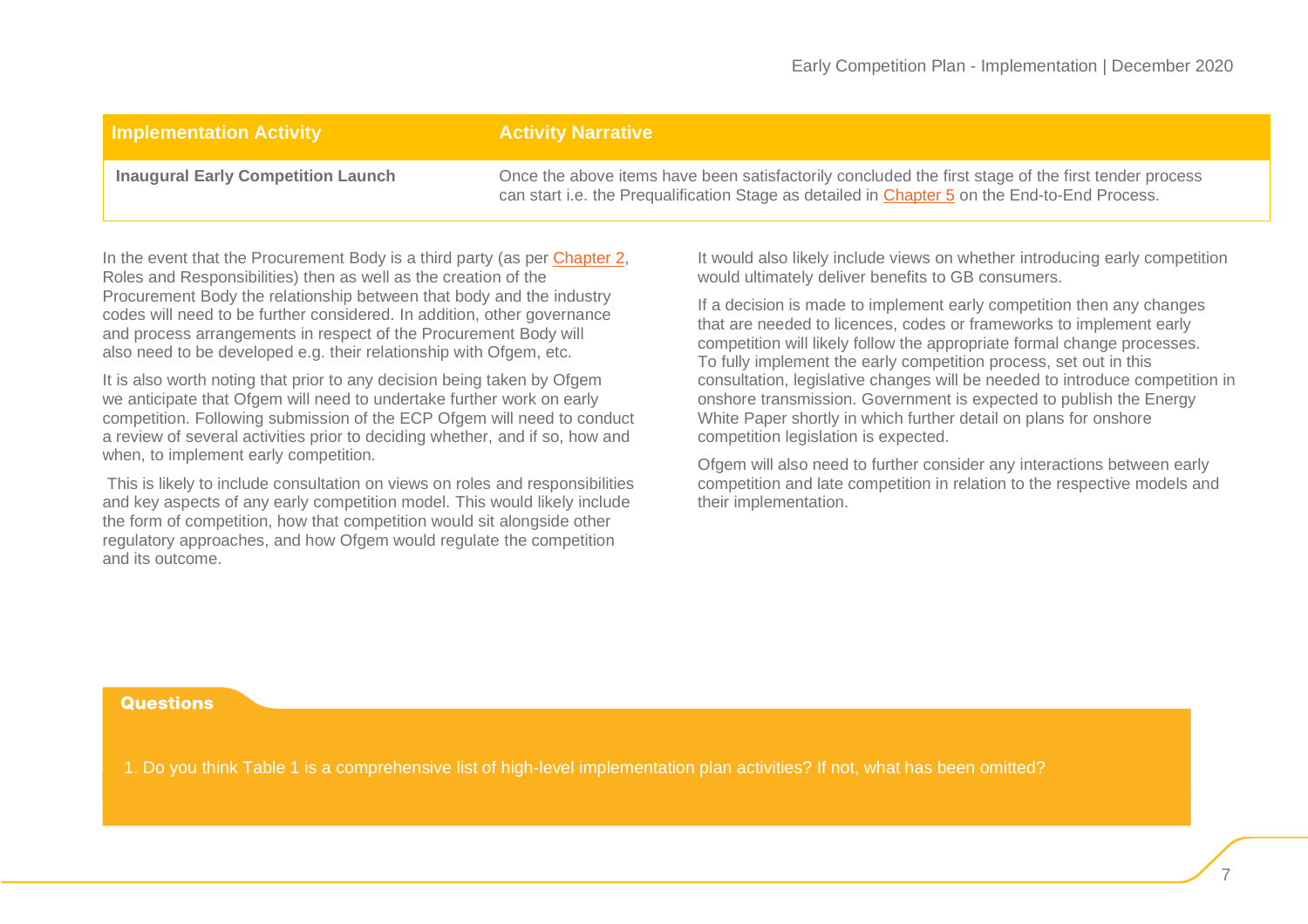| Implementation Activity | Activity Narrative |
| --- | --- |
| **Inaugural Early Competition Launch** | Once the above items have been satisfactorily concluded the first stage of the first tender process can start i.e. the Prequalification Stage as detailed in Chapter 5 on the End-to-End Process. |

In the event that the Procurement Body is a third party (as per Chapter 2, Roles and Responsibilities) then as well as the creation of the Procurement Body the relationship between that body and the industry codes will need to be further considered. In addition, other governance and process arrangements in respect of the Procurement Body will also need to be developed e.g. their relationship with Ofgem, etc.

It is also worth noting that prior to any decision being taken by Ofgem we anticipate that Ofgem will need to undertake further work on early competition. Following submission of the ECP Ofgem will need to conduct a review of several activities prior to deciding whether, and if so, how and when, to implement early competition.

This is likely to include consultation on views on roles and responsibilities and key aspects of any early competition model. This would likely include the form of competition, how that competition would sit alongside other regulatory approaches, and how Ofgem would regulate the competition and its outcome.

It would also likely include views on whether introducing early competition would ultimately deliver benefits to GB consumers.

If a decision is made to implement early competition then any changes that are needed to licences, codes or frameworks to implement early competition will likely follow the appropriate formal change processes. To fully implement the early competition process, set out in this consultation, legislative changes will be needed to introduce competition in onshore transmission. Government is expected to publish the Energy White Paper shortly in which further detail on plans for onshore competition legislation is expected.

Ofgem will also need to further consider any interactions between early competition and late competition in relation to the respective models and their implementation.

**Questions**

1. Do you think Table 1 is a comprehensive list of high-level implementation plan activities? If not, what has been omitted?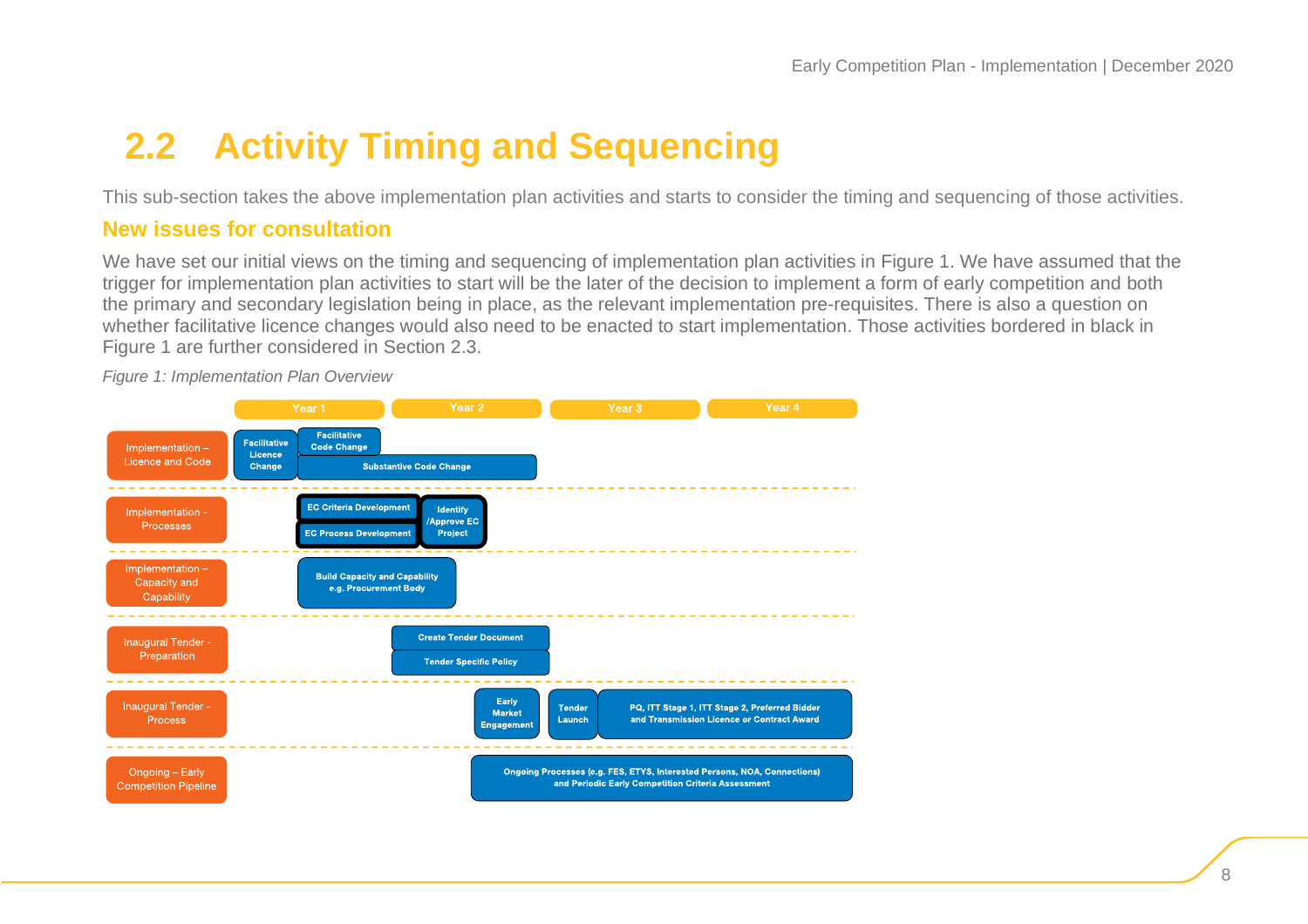## 2.2 Activity Timing and Sequencing

This sub-section takes the above implementation plan activities and starts to consider the timing and sequencing of those activities.

### New issues for consultation

We have set our initial views on the timing and sequencing of implementation plan activities in Figure 1. We have assumed that the trigger for implementation plan activities to start will be the later of the decision to implement a form of early competition and both the primary and secondary legislation being in place, as the relevant implementation pre-requisites. There is also a question on whether facilitative licence changes would also need to be enacted to start implementation. Those activities bordered in black in Figure 1 are further considered in Section 2.3.

*Figure 1: Implementation Plan Overview*

| | Year 1 | Year 2 | Year 3 | Year 4 |
|---|---|---|---|---|
| Implementation – Licence and Code | Facilitative Licence Change; Facilitative Code Change; Substantive Code Change | Substantive Code Change | | |
| Implementation - Processes | EC Criteria Development; EC Process Development; Identify /Approve EC Project | Identify /Approve EC Project | | |
| Implementation – Capacity and Capability | Build Capacity and Capability e.g. Procurement Body | Build Capacity and Capability e.g. Procurement Body | | |
| Inaugural Tender - Preparation | | Create Tender Document; Tender Specific Policy | | |
| Inaugural Tender - Process | | Early Market Engagement | Tender Launch; PQ, ITT Stage 1, ITT Stage 2, Preferred Bidder and Transmission Licence or Contract Award | PQ, ITT Stage 1, ITT Stage 2, Preferred Bidder and Transmission Licence or Contract Award |
| Ongoing – Early Competition Pipeline | | Ongoing Processes (e.g. FES, ETYS, Interested Persons, NOA, Connections) and Periodic Early Competition Criteria Assessment | Ongoing Processes (e.g. FES, ETYS, Interested Persons, NOA, Connections) and Periodic Early Competition Criteria Assessment | Ongoing Processes (e.g. FES, ETYS, Interested Persons, NOA, Connections) and Periodic Early Competition Criteria Assessment |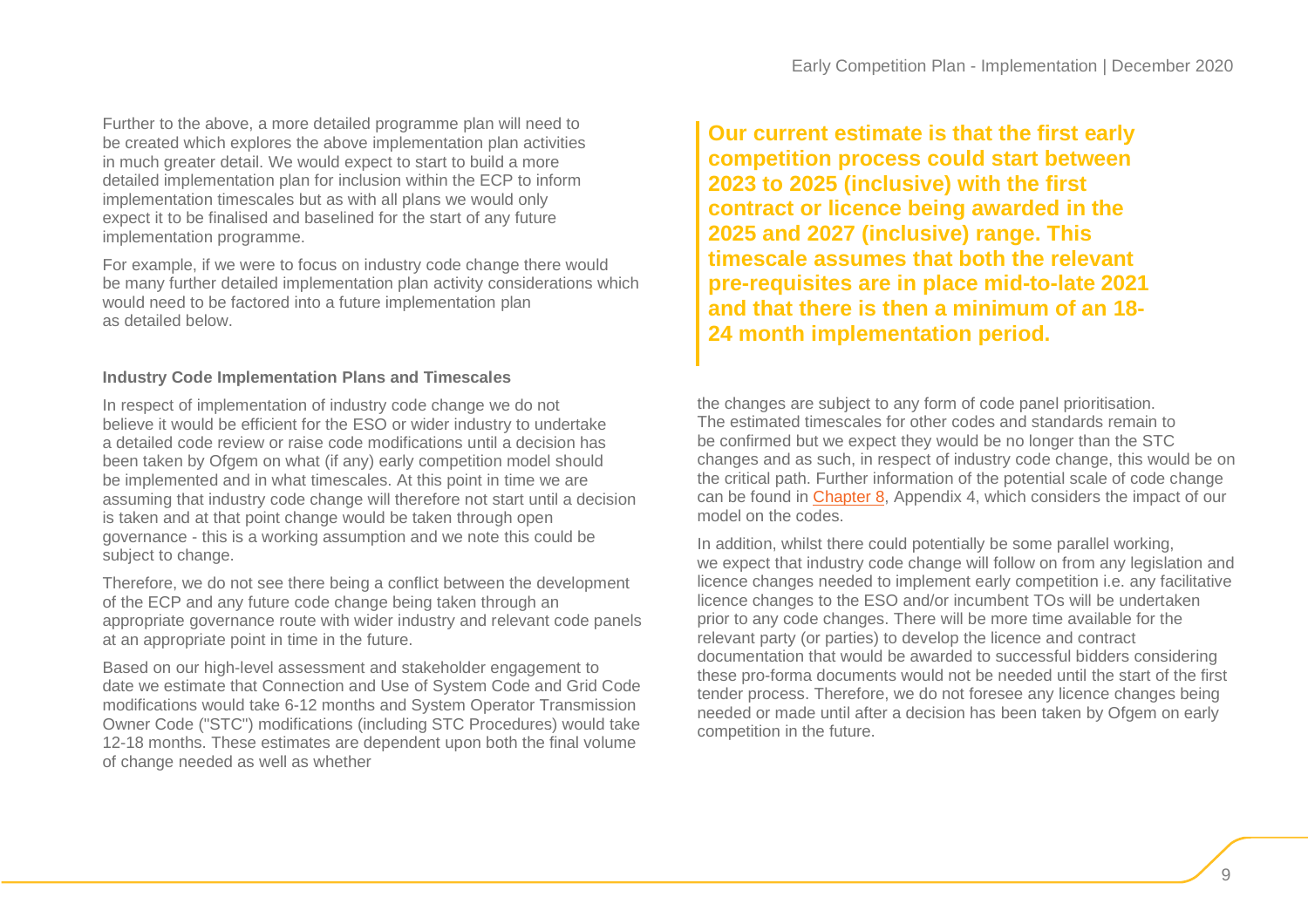Further to the above, a more detailed programme plan will need to be created which explores the above implementation plan activities in much greater detail. We would expect to start to build a more detailed implementation plan for inclusion within the ECP to inform implementation timescales but as with all plans we would only expect it to be finalised and baselined for the start of any future implementation programme.

For example, if we were to focus on industry code change there would be many further detailed implementation plan activity considerations which would need to be factored into a future implementation plan as detailed below.

**Industry Code Implementation Plans and Timescales**

In respect of implementation of industry code change we do not believe it would be efficient for the ESO or wider industry to undertake a detailed code review or raise code modifications until a decision has been taken by Ofgem on what (if any) early competition model should be implemented and in what timescales. At this point in time we are assuming that industry code change will therefore not start until a decision is taken and at that point change would be taken through open governance - this is a working assumption and we note this could be subject to change.

Therefore, we do not see there being a conflict between the development of the ECP and any future code change being taken through an appropriate governance route with wider industry and relevant code panels at an appropriate point in time in the future.

Based on our high-level assessment and stakeholder engagement to date we estimate that Connection and Use of System Code and Grid Code modifications would take 6-12 months and System Operator Transmission Owner Code ("STC") modifications (including STC Procedures) would take 12-18 months. These estimates are dependent upon both the final volume of change needed as well as whether the changes are subject to any form of code panel prioritisation. The estimated timescales for other codes and standards remain to be confirmed but we expect they would be no longer than the STC changes and as such, in respect of industry code change, this would be on the critical path. Further information of the potential scale of code change can be found in Chapter 8, Appendix 4, which considers the impact of our model on the codes.

In addition, whilst there could potentially be some parallel working, we expect that industry code change will follow on from any legislation and licence changes needed to implement early competition i.e. any facilitative licence changes to the ESO and/or incumbent TOs will be undertaken prior to any code changes. There will be more time available for the relevant party (or parties) to develop the licence and contract documentation that would be awarded to successful bidders considering these pro-forma documents would not be needed until the start of the first tender process. Therefore, we do not foresee any licence changes being needed or made until after a decision has been taken by Ofgem on early competition in the future.

> **Our current estimate is that the first early competition process could start between 2023 to 2025 (inclusive) with the first contract or licence being awarded in the 2025 and 2027 (inclusive) range. This timescale assumes that both the relevant pre-requisites are in place mid-to-late 2021 and that there is then a minimum of an 18-24 month implementation period.**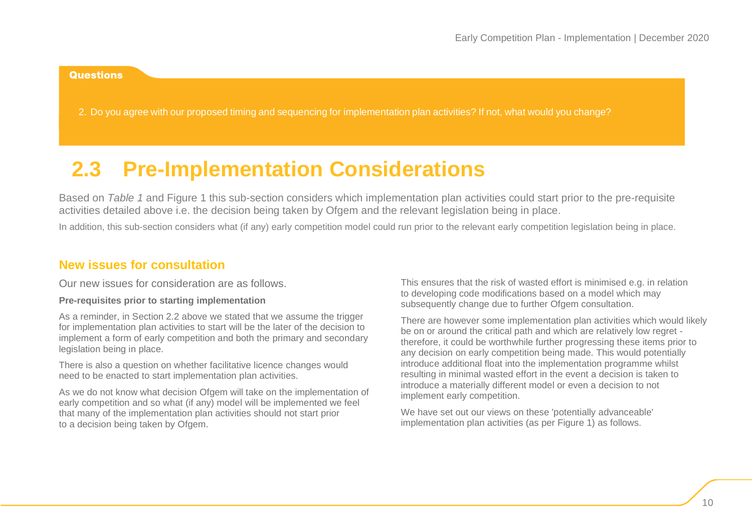**Questions**

2. Do you agree with our proposed timing and sequencing for implementation plan activities? If not, what would you change?

## 2.3 Pre-Implementation Considerations

Based on *Table 1* and Figure 1 this sub-section considers which implementation plan activities could start prior to the pre-requisite activities detailed above i.e. the decision being taken by Ofgem and the relevant legislation being in place.

In addition, this sub-section considers what (if any) early competition model could run prior to the relevant early competition legislation being in place.

### New issues for consultation

Our new issues for consideration are as follows.

**Pre-requisites prior to starting implementation**

As a reminder, in Section 2.2 above we stated that we assume the trigger for implementation plan activities to start will be the later of the decision to implement a form of early competition and both the primary and secondary legislation being in place.

There is also a question on whether facilitative licence changes would need to be enacted to start implementation plan activities.

As we do not know what decision Ofgem will take on the implementation of early competition and so what (if any) model will be implemented we feel that many of the implementation plan activities should not start prior to a decision being taken by Ofgem.

This ensures that the risk of wasted effort is minimised e.g. in relation to developing code modifications based on a model which may subsequently change due to further Ofgem consultation.

There are however some implementation plan activities which would likely be on or around the critical path and which are relatively low regret - therefore, it could be worthwhile further progressing these items prior to any decision on early competition being made. This would potentially introduce additional float into the implementation programme whilst resulting in minimal wasted effort in the event a decision is taken to introduce a materially different model or even a decision to not implement early competition.

We have set out our views on these 'potentially advanceable' implementation plan activities (as per Figure 1) as follows.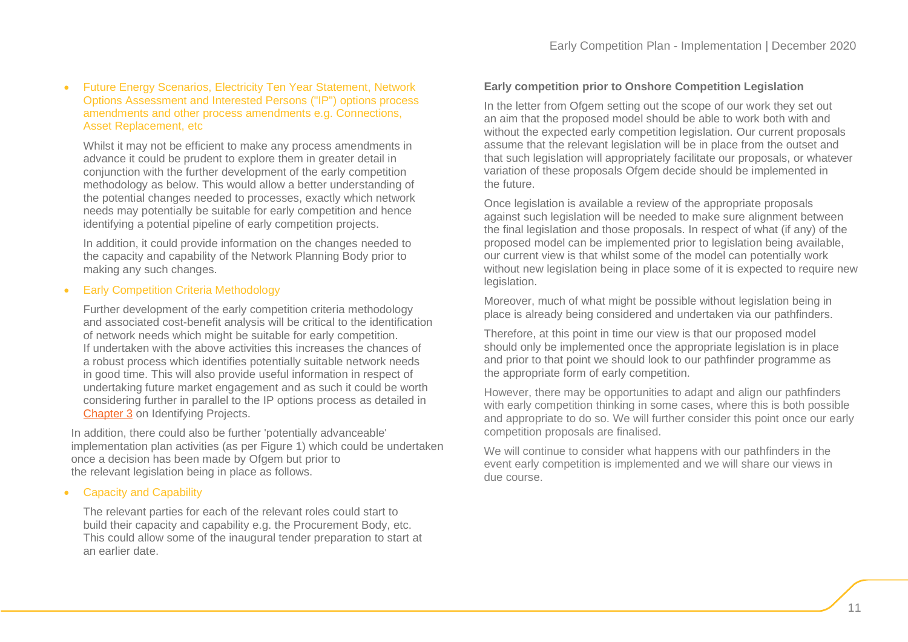- Future Energy Scenarios, Electricity Ten Year Statement, Network Options Assessment and Interested Persons ("IP") options process amendments and other process amendments e.g. Connections, Asset Replacement, etc

  Whilst it may not be efficient to make any process amendments in advance it could be prudent to explore them in greater detail in conjunction with the further development of the early competition methodology as below. This would allow a better understanding of the potential changes needed to processes, exactly which network needs may potentially be suitable for early competition and hence identifying a potential pipeline of early competition projects.

  In addition, it could provide information on the changes needed to the capacity and capability of the Network Planning Body prior to making any such changes.

- Early Competition Criteria Methodology

  Further development of the early competition criteria methodology and associated cost-benefit analysis will be critical to the identification of network needs which might be suitable for early competition. If undertaken with the above activities this increases the chances of a robust process which identifies potentially suitable network needs in good time. This will also provide useful information in respect of undertaking future market engagement and as such it could be worth considering further in parallel to the IP options process as detailed in Chapter 3 on Identifying Projects.

In addition, there could also be further 'potentially advanceable' implementation plan activities (as per Figure 1) which could be undertaken once a decision has been made by Ofgem but prior to the relevant legislation being in place as follows.

- Capacity and Capability

  The relevant parties for each of the relevant roles could start to build their capacity and capability e.g. the Procurement Body, etc. This could allow some of the inaugural tender preparation to start at an earlier date.

**Early competition prior to Onshore Competition Legislation**

In the letter from Ofgem setting out the scope of our work they set out an aim that the proposed model should be able to work both with and without the expected early competition legislation. Our current proposals assume that the relevant legislation will be in place from the outset and that such legislation will appropriately facilitate our proposals, or whatever variation of these proposals Ofgem decide should be implemented in the future.

Once legislation is available a review of the appropriate proposals against such legislation will be needed to make sure alignment between the final legislation and those proposals. In respect of what (if any) of the proposed model can be implemented prior to legislation being available, our current view is that whilst some of the model can potentially work without new legislation being in place some of it is expected to require new legislation.

Moreover, much of what might be possible without legislation being in place is already being considered and undertaken via our pathfinders.

Therefore, at this point in time our view is that our proposed model should only be implemented once the appropriate legislation is in place and prior to that point we should look to our pathfinder programme as the appropriate form of early competition.

However, there may be opportunities to adapt and align our pathfinders with early competition thinking in some cases, where this is both possible and appropriate to do so. We will further consider this point once our early competition proposals are finalised.

We will continue to consider what happens with our pathfinders in the event early competition is implemented and we will share our views in due course.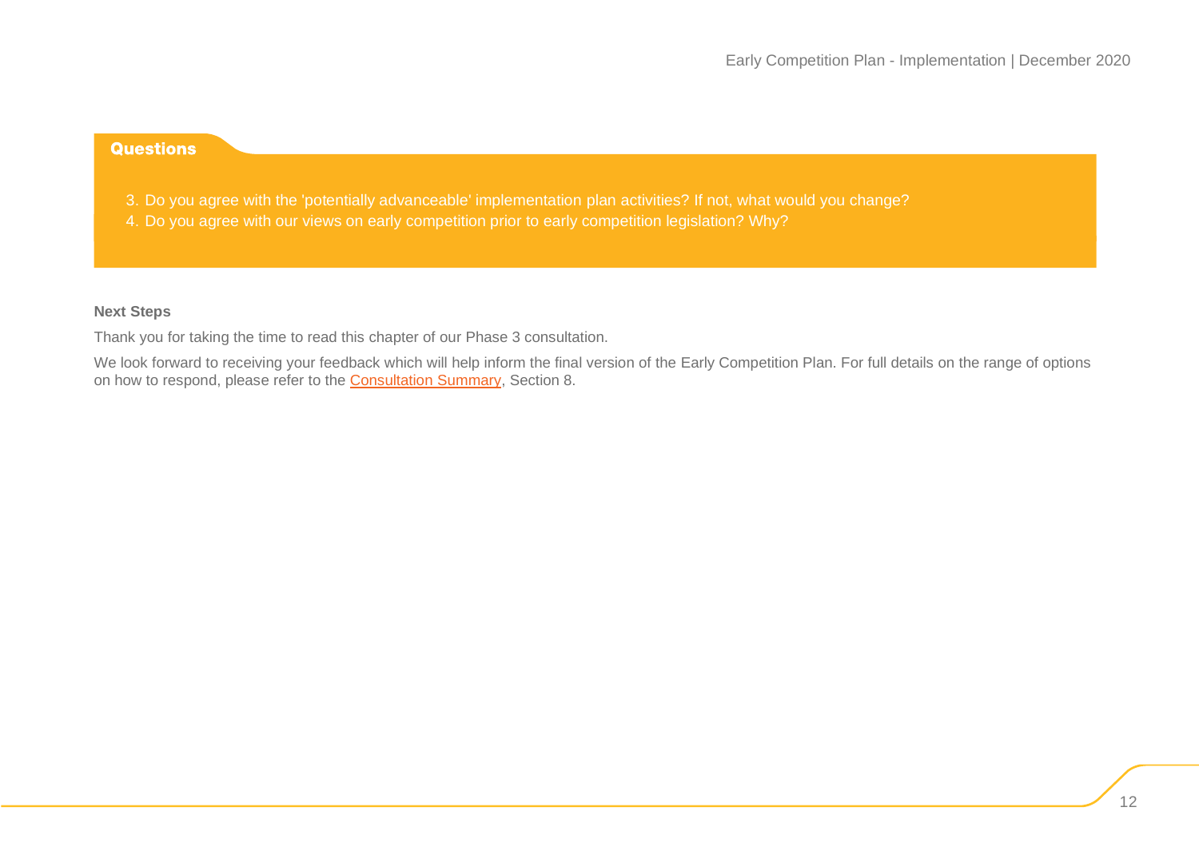## Questions

3. Do you agree with the 'potentially advanceable' implementation plan activities? If not, what would you change?
4. Do you agree with our views on early competition prior to early competition legislation? Why?

**Next Steps**

Thank you for taking the time to read this chapter of our Phase 3 consultation.

We look forward to receiving your feedback which will help inform the final version of the Early Competition Plan. For full details on the range of options on how to respond, please refer to the Consultation Summary, Section 8.